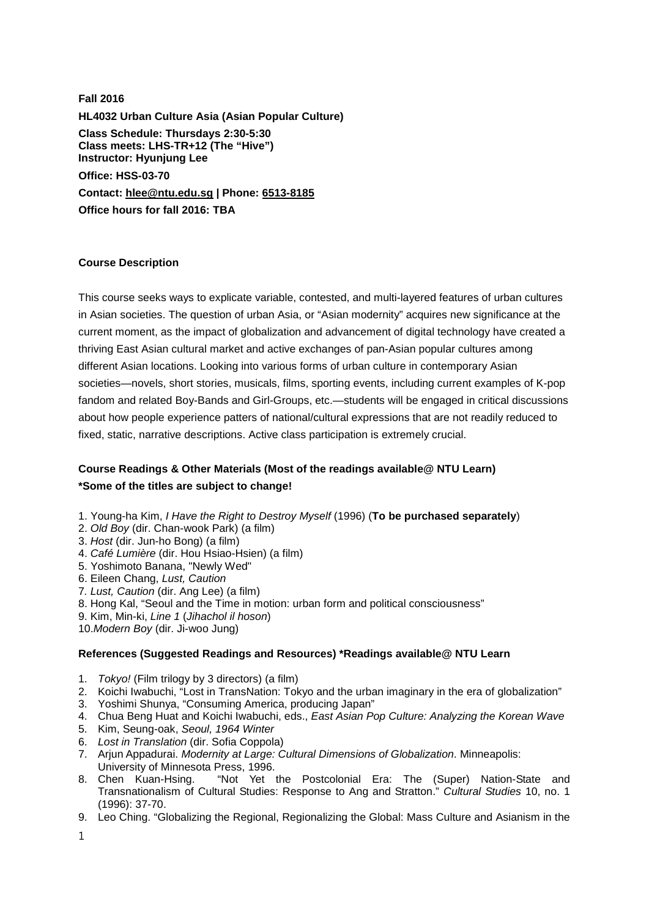**Fall 2016**

**HL4032 Urban Culture Asia (Asian Popular Culture)**

**Class Schedule: Thursdays 2:30-5:30**
**Class meets: LHS-TR+12 (The "Hive")**
**Instructor: Hyunjung Lee**

**Office: HSS-03-70**

**Contact: hlee@ntu.edu.sg | Phone: 6513-8185**

**Office hours for fall 2016: TBA**

**Course Description**

This course seeks ways to explicate variable, contested, and multi-layered features of urban cultures in Asian societies. The question of urban Asia, or "Asian modernity" acquires new significance at the current moment, as the impact of globalization and advancement of digital technology have created a thriving East Asian cultural market and active exchanges of pan-Asian popular cultures among different Asian locations. Looking into various forms of urban culture in contemporary Asian societies—novels, short stories, musicals, films, sporting events, including current examples of K-pop fandom and related Boy-Bands and Girl-Groups, etc.—students will be engaged in critical discussions about how people experience patters of national/cultural expressions that are not readily reduced to fixed, static, narrative descriptions. Active class participation is extremely crucial.

**Course Readings & Other Materials (Most of the readings available@ NTU Learn)**
**\*Some of the titles are subject to change!**

1. Young-ha Kim, *I Have the Right to Destroy Myself* (1996) (**To be purchased separately**)
2. *Old Boy* (dir. Chan-wook Park) (a film)
3. *Host* (dir. Jun-ho Bong) (a film)
4. *Café Lumière* (dir. Hou Hsiao-Hsien) (a film)
5. Yoshimoto Banana, "Newly Wed"
6. Eileen Chang, *Lust, Caution*
7. *Lust, Caution* (dir. Ang Lee) (a film)
8. Hong Kal, "Seoul and the Time in motion: urban form and political consciousness"
9. Kim, Min-ki, *Line 1* (*Jihachol il hoson*)
10. *Modern Boy* (dir. Ji-woo Jung)

**References (Suggested Readings and Resources) \*Readings available@ NTU Learn**

1. *Tokyo!* (Film trilogy by 3 directors) (a film)
2. Koichi Iwabuchi, "Lost in TransNation: Tokyo and the urban imaginary in the era of globalization"
3. Yoshimi Shunya, "Consuming America, producing Japan"
4. Chua Beng Huat and Koichi Iwabuchi, eds., *East Asian Pop Culture: Analyzing the Korean Wave*
5. Kim, Seung-oak, *Seoul, 1964 Winter*
6. *Lost in Translation* (dir. Sofia Coppola)
7. Arjun Appadurai. *Modernity at Large: Cultural Dimensions of Globalization*. Minneapolis: University of Minnesota Press, 1996.
8. Chen Kuan-Hsing. "Not Yet the Postcolonial Era: The (Super) Nation-State and Transnationalism of Cultural Studies: Response to Ang and Stratton." *Cultural Studies* 10, no. 1 (1996): 37-70.
9. Leo Ching. "Globalizing the Regional, Regionalizing the Global: Mass Culture and Asianism in the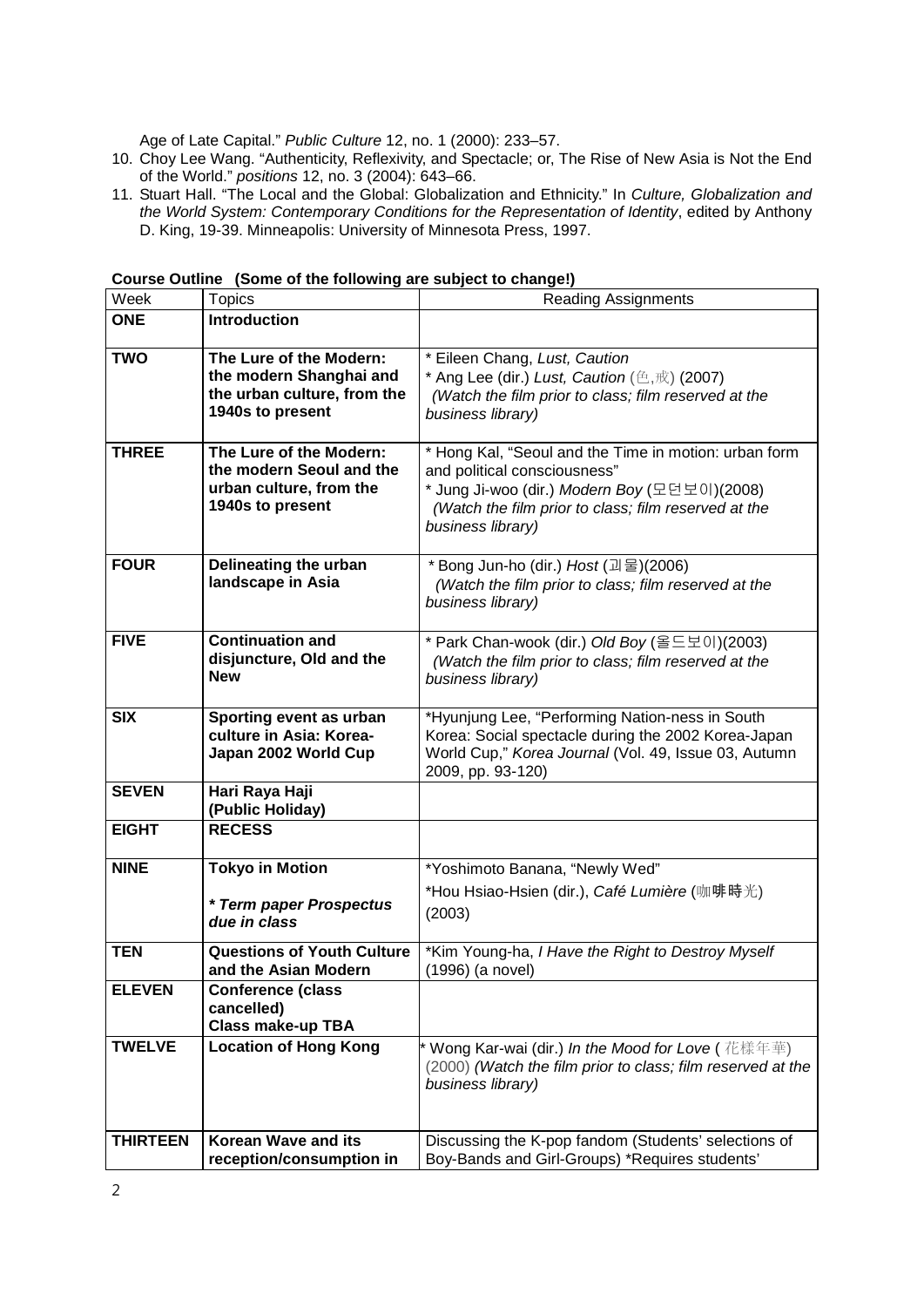Age of Late Capital." *Public Culture* 12, no. 1 (2000): 233–57.

10. Choy Lee Wang. "Authenticity, Reflexivity, and Spectacle; or, The Rise of New Asia is Not the End of the World." *positions* 12, no. 3 (2004): 643–66.
11. Stuart Hall. "The Local and the Global: Globalization and Ethnicity." In *Culture, Globalization and the World System: Contemporary Conditions for the Representation of Identity*, edited by Anthony D. King, 19-39. Minneapolis: University of Minnesota Press, 1997.

**Course Outline (Some of the following are subject to change!)**

| Week | Topics | Reading Assignments |
|---|---|---|
| **ONE** | **Introduction** | |
| **TWO** | **The Lure of the Modern: the modern Shanghai and the urban culture, from the 1940s to present** | * Eileen Chang, *Lust, Caution*<br>* Ang Lee (dir.) *Lust, Caution* (色,戒) (2007)<br>*(Watch the film prior to class; film reserved at the business library)* |
| **THREE** | **The Lure of the Modern: the modern Seoul and the urban culture, from the 1940s to present** | * Hong Kal, "Seoul and the Time in motion: urban form and political consciousness"<br>* Jung Ji-woo (dir.) *Modern Boy* (모던보이)(2008)<br>*(Watch the film prior to class; film reserved at the business library)* |
| **FOUR** | **Delineating the urban landscape in Asia** | * Bong Jun-ho (dir.) *Host* (괴물)(2006)<br>*(Watch the film prior to class; film reserved at the business library)* |
| **FIVE** | **Continuation and disjuncture, Old and the New** | * Park Chan-wook (dir.) *Old Boy* (올드보이)(2003)<br>*(Watch the film prior to class; film reserved at the business library)* |
| **SIX** | **Sporting event as urban culture in Asia: Korea-Japan 2002 World Cup** | *Hyunjung Lee, "Performing Nation-ness in South Korea: Social spectacle during the 2002 Korea-Japan World Cup," *Korea Journal* (Vol. 49, Issue 03, Autumn 2009, pp. 93-120) |
| **SEVEN** | **Hari Raya Haji (Public Holiday)** | |
| **EIGHT** | **RECESS** | |
| **NINE** | **Tokyo in Motion**<br><br>***Term paper Prospectus due in class*** | *Yoshimoto Banana, "Newly Wed"<br>*Hou Hsiao-Hsien (dir.), *Café Lumière* (咖啡時光) (2003) |
| **TEN** | **Questions of Youth Culture and the Asian Modern** | *Kim Young-ha, *I Have the Right to Destroy Myself* (1996) (a novel) |
| **ELEVEN** | **Conference (class cancelled) Class make-up TBA** | |
| **TWELVE** | **Location of Hong Kong** | * Wong Kar-wai (dir.) *In the Mood for Love* ( 花樣年華) (2000) *(Watch the film prior to class; film reserved at the business library)* |
| **THIRTEEN** | **Korean Wave and its reception/consumption in** | Discussing the K-pop fandom (Students' selections of Boy-Bands and Girl-Groups) *Requires students' |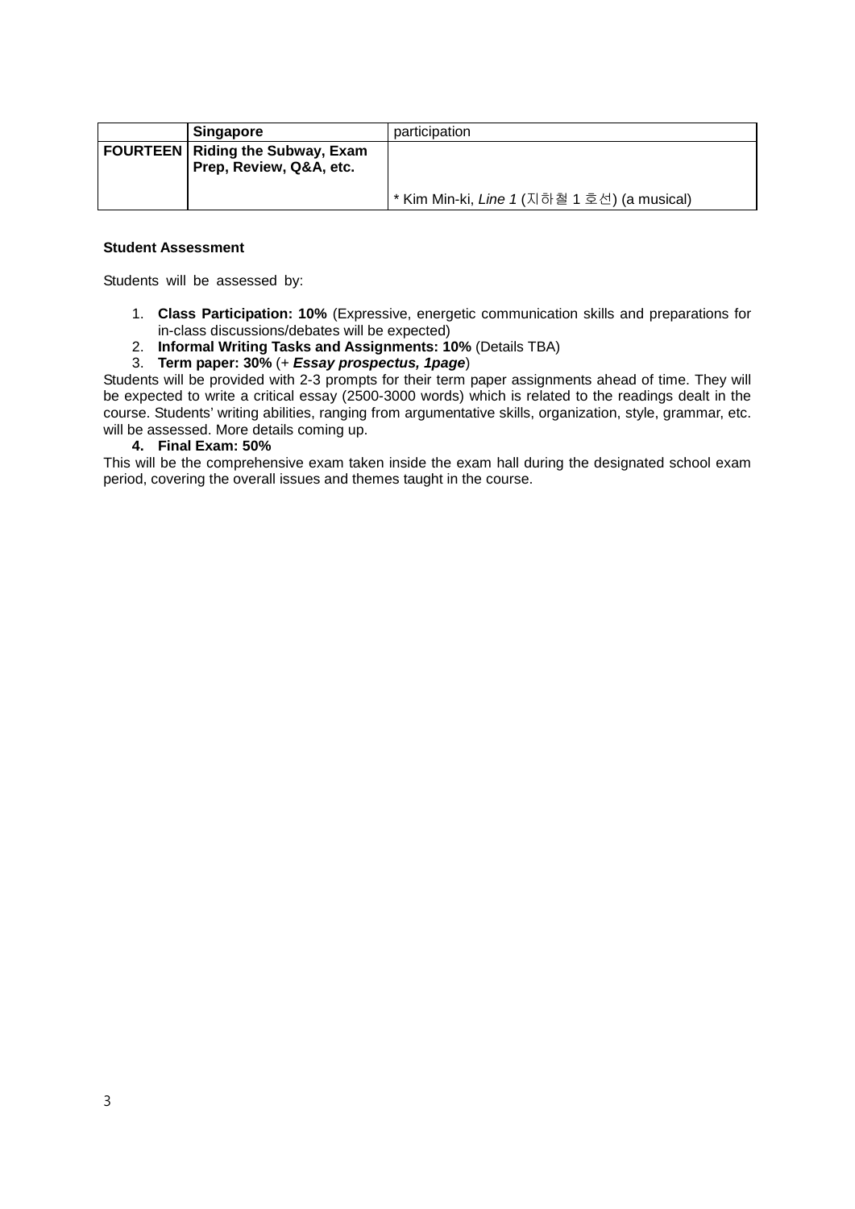| | | |
|---|---|---|
| | **Singapore** | participation |
| **FOURTEEN** | **Riding the Subway, Exam Prep, Review, Q&A, etc.** | * Kim Min-ki, *Line 1* (지하철 1 호선) (a musical) |

**Student Assessment**

Students will be assessed by:

1. **Class Participation: 10%** (Expressive, energetic communication skills and preparations for in-class discussions/debates will be expected)
2. **Informal Writing Tasks and Assignments: 10%** (Details TBA)
3. **Term paper: 30%** (+ ***Essay prospectus, 1page***)

Students will be provided with 2-3 prompts for their term paper assignments ahead of time. They will be expected to write a critical essay (2500-3000 words) which is related to the readings dealt in the course. Students' writing abilities, ranging from argumentative skills, organization, style, grammar, etc. will be assessed. More details coming up.

4. **Final Exam: 50%**

This will be the comprehensive exam taken inside the exam hall during the designated school exam period, covering the overall issues and themes taught in the course.